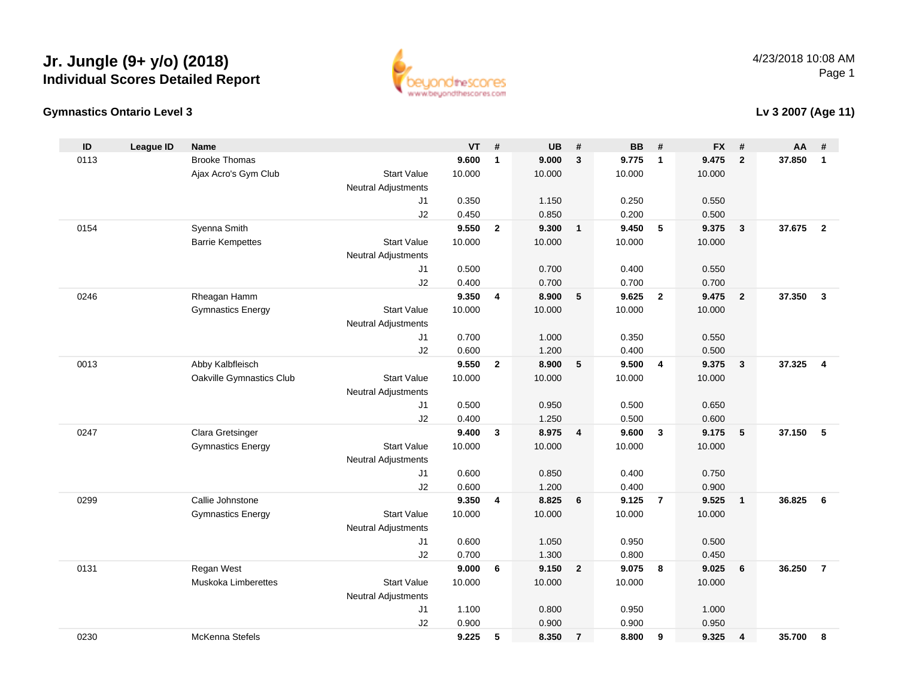# Jr. Jungle (9+ y/o) (2018)
## Individual Scores Detailed Report

4/23/2018 10:08 AM

### Gymnastics Ontario Level 3

### Lv 3 2007 (Age 11)

| ID | League ID | Name | | VT | # | UB | # | BB | # | FX | # | AA | # |
|---|---|---|---|---|---|---|---|---|---|---|---|---|---|
| 0113 | | Brooke Thomas | | **9.600** | **1** | **9.000** | **3** | **9.775** | **1** | **9.475** | **2** | **37.850** | **1** |
| | | Ajax Acro's Gym Club | Start Value | 10.000 | | 10.000 | | 10.000 | | 10.000 | | | |
| | | | Neutral Adjustments | | | | | | | | | | |
| | | | J1 | 0.350 | | 1.150 | | 0.250 | | 0.550 | | | |
| | | | J2 | 0.450 | | 0.850 | | 0.200 | | 0.500 | | | |
| 0154 | | Syenna Smith | | **9.550** | **2** | **9.300** | **1** | **9.450** | **5** | **9.375** | **3** | **37.675** | **2** |
| | | Barrie Kempettes | Start Value | 10.000 | | 10.000 | | 10.000 | | 10.000 | | | |
| | | | Neutral Adjustments | | | | | | | | | | |
| | | | J1 | 0.500 | | 0.700 | | 0.400 | | 0.550 | | | |
| | | | J2 | 0.400 | | 0.700 | | 0.700 | | 0.700 | | | |
| 0246 | | Rheagan Hamm | | **9.350** | **4** | **8.900** | **5** | **9.625** | **2** | **9.475** | **2** | **37.350** | **3** |
| | | Gymnastics Energy | Start Value | 10.000 | | 10.000 | | 10.000 | | 10.000 | | | |
| | | | Neutral Adjustments | | | | | | | | | | |
| | | | J1 | 0.700 | | 1.000 | | 0.350 | | 0.550 | | | |
| | | | J2 | 0.600 | | 1.200 | | 0.400 | | 0.500 | | | |
| 0013 | | Abby Kalbfleisch | | **9.550** | **2** | **8.900** | **5** | **9.500** | **4** | **9.375** | **3** | **37.325** | **4** |
| | | Oakville Gymnastics Club | Start Value | 10.000 | | 10.000 | | 10.000 | | 10.000 | | | |
| | | | Neutral Adjustments | | | | | | | | | | |
| | | | J1 | 0.500 | | 0.950 | | 0.500 | | 0.650 | | | |
| | | | J2 | 0.400 | | 1.250 | | 0.500 | | 0.600 | | | |
| 0247 | | Clara Gretsinger | | **9.400** | **3** | **8.975** | **4** | **9.600** | **3** | **9.175** | **5** | **37.150** | **5** |
| | | Gymnastics Energy | Start Value | 10.000 | | 10.000 | | 10.000 | | 10.000 | | | |
| | | | Neutral Adjustments | | | | | | | | | | |
| | | | J1 | 0.600 | | 0.850 | | 0.400 | | 0.750 | | | |
| | | | J2 | 0.600 | | 1.200 | | 0.400 | | 0.900 | | | |
| 0299 | | Callie Johnstone | | **9.350** | **4** | **8.825** | **6** | **9.125** | **7** | **9.525** | **1** | **36.825** | **6** |
| | | Gymnastics Energy | Start Value | 10.000 | | 10.000 | | 10.000 | | 10.000 | | | |
| | | | Neutral Adjustments | | | | | | | | | | |
| | | | J1 | 0.600 | | 1.050 | | 0.950 | | 0.500 | | | |
| | | | J2 | 0.700 | | 1.300 | | 0.800 | | 0.450 | | | |
| 0131 | | Regan West | | **9.000** | **6** | **9.150** | **2** | **9.075** | **8** | **9.025** | **6** | **36.250** | **7** |
| | | Muskoka Limberettes | Start Value | 10.000 | | 10.000 | | 10.000 | | 10.000 | | | |
| | | | Neutral Adjustments | | | | | | | | | | |
| | | | J1 | 1.100 | | 0.800 | | 0.950 | | 1.000 | | | |
| | | | J2 | 0.900 | | 0.900 | | 0.900 | | 0.950 | | | |
| 0230 | | McKenna Stefels | | **9.225** | **5** | **8.350** | **7** | **8.800** | **9** | **9.325** | **4** | **35.700** | **8** |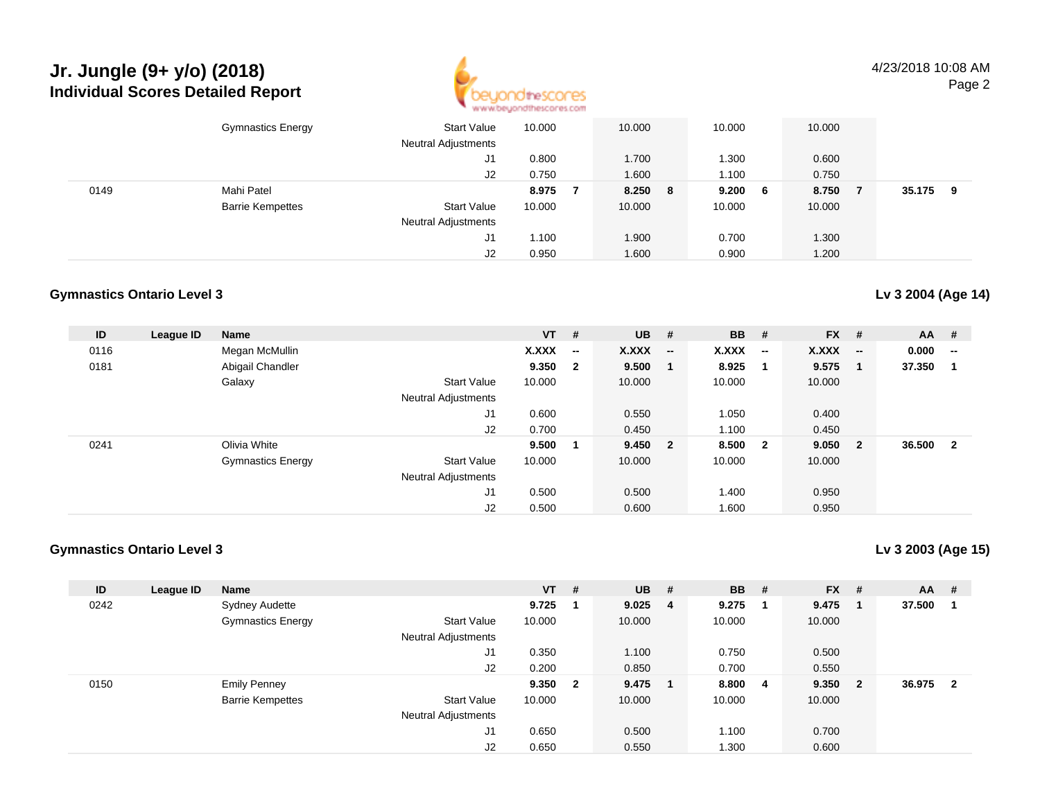# Jr. Jungle (9+ y/o) (2018)
## Individual Scores Detailed Report

| ID | League ID | Name | | VT | # | UB | # | BB | # | FX | # | AA | # |
|---|---|---|---|---|---|---|---|---|---|---|---|---|---|
| | | Gymnastics Energy | Start Value | 10.000 | | 10.000 | | 10.000 | | 10.000 | | | |
| | | | Neutral Adjustments | | | | | | | | | | |
| | | | J1 | 0.800 | | 1.700 | | 1.300 | | 0.600 | | | |
| | | | J2 | 0.750 | | 1.600 | | 1.100 | | 0.750 | | | |
| 0149 | | Mahi Patel | | **8.975** | **7** | **8.250** | **8** | **9.200** | **6** | **8.750** | **7** | **35.175** | **9** |
| | | Barrie Kempettes | Start Value | 10.000 | | 10.000 | | 10.000 | | 10.000 | | | |
| | | | Neutral Adjustments | | | | | | | | | | |
| | | | J1 | 1.100 | | 1.900 | | 0.700 | | 1.300 | | | |
| | | | J2 | 0.950 | | 1.600 | | 0.900 | | 1.200 | | | |

### Gymnastics Ontario Level 3

**Lv 3 2004 (Age 14)**

| ID | League ID | Name | | VT | # | UB | # | BB | # | FX | # | AA | # |
|---|---|---|---|---|---|---|---|---|---|---|---|---|---|
| 0116 | | Megan McMullin | | **X.XXX** | **--** | **X.XXX** | **--** | **X.XXX** | **--** | **X.XXX** | **--** | **0.000** | **--** |
| 0181 | | Abigail Chandler | | **9.350** | **2** | **9.500** | **1** | **8.925** | **1** | **9.575** | **1** | **37.350** | **1** |
| | | Galaxy | Start Value | 10.000 | | 10.000 | | 10.000 | | 10.000 | | | |
| | | | Neutral Adjustments | | | | | | | | | | |
| | | | J1 | 0.600 | | 0.550 | | 1.050 | | 0.400 | | | |
| | | | J2 | 0.700 | | 0.450 | | 1.100 | | 0.450 | | | |
| 0241 | | Olivia White | | **9.500** | **1** | **9.450** | **2** | **8.500** | **2** | **9.050** | **2** | **36.500** | **2** |
| | | Gymnastics Energy | Start Value | 10.000 | | 10.000 | | 10.000 | | 10.000 | | | |
| | | | Neutral Adjustments | | | | | | | | | | |
| | | | J1 | 0.500 | | 0.500 | | 1.400 | | 0.950 | | | |
| | | | J2 | 0.500 | | 0.600 | | 1.600 | | 0.950 | | | |

### Gymnastics Ontario Level 3

**Lv 3 2003 (Age 15)**

| ID | League ID | Name | | VT | # | UB | # | BB | # | FX | # | AA | # |
|---|---|---|---|---|---|---|---|---|---|---|---|---|---|
| 0242 | | Sydney Audette | | **9.725** | **1** | **9.025** | **4** | **9.275** | **1** | **9.475** | **1** | **37.500** | **1** |
| | | Gymnastics Energy | Start Value | 10.000 | | 10.000 | | 10.000 | | 10.000 | | | |
| | | | Neutral Adjustments | | | | | | | | | | |
| | | | J1 | 0.350 | | 1.100 | | 0.750 | | 0.500 | | | |
| | | | J2 | 0.200 | | 0.850 | | 0.700 | | 0.550 | | | |
| 0150 | | Emily Penney | | **9.350** | **2** | **9.475** | **1** | **8.800** | **4** | **9.350** | **2** | **36.975** | **2** |
| | | Barrie Kempettes | Start Value | 10.000 | | 10.000 | | 10.000 | | 10.000 | | | |
| | | | Neutral Adjustments | | | | | | | | | | |
| | | | J1 | 0.650 | | 0.500 | | 1.100 | | 0.700 | | | |
| | | | J2 | 0.650 | | 0.550 | | 1.300 | | 0.600 | | | |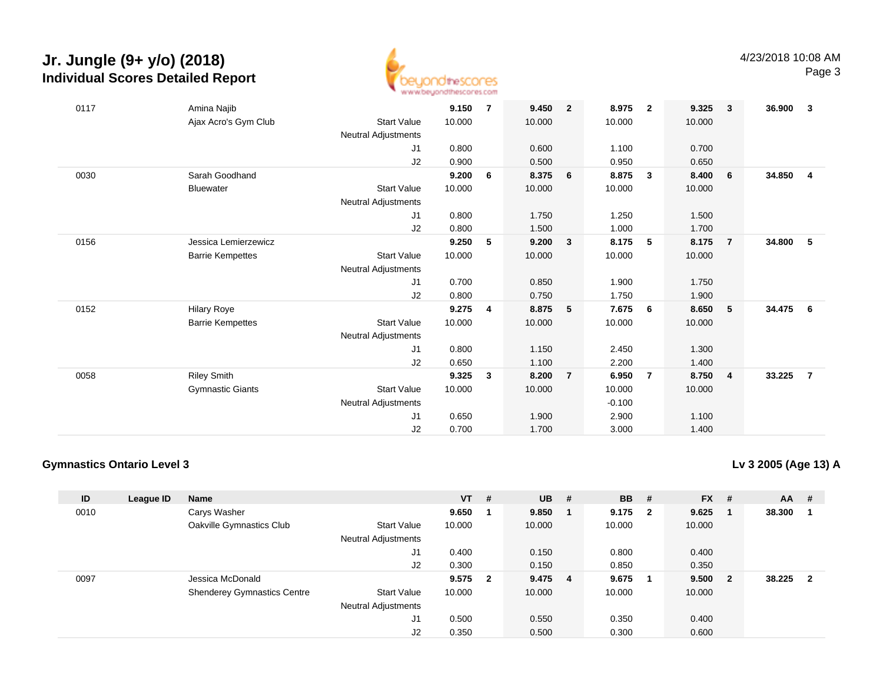# Jr. Jungle (9+ y/o) (2018)
## Individual Scores Detailed Report

4/23/2018 10:08 AM

| ID | League ID | Name | | VT | # | UB | # | BB | # | FX | # | AA | # |
|---|---|---|---|---|---|---|---|---|---|---|---|---|---|
| 0117 | | Amina Najib | | **9.150** | **7** | **9.450** | **2** | **8.975** | **2** | **9.325** | **3** | **36.900** | **3** |
| | | Ajax Acro's Gym Club | Start Value | 10.000 | | 10.000 | | 10.000 | | 10.000 | | | |
| | | | Neutral Adjustments | | | | | | | | | | |
| | | | J1 | 0.800 | | 0.600 | | 1.100 | | 0.700 | | | |
| | | | J2 | 0.900 | | 0.500 | | 0.950 | | 0.650 | | | |
| 0030 | | Sarah Goodhand | | **9.200** | **6** | **8.375** | **6** | **8.875** | **3** | **8.400** | **6** | **34.850** | **4** |
| | | Bluewater | Start Value | 10.000 | | 10.000 | | 10.000 | | 10.000 | | | |
| | | | Neutral Adjustments | | | | | | | | | | |
| | | | J1 | 0.800 | | 1.750 | | 1.250 | | 1.500 | | | |
| | | | J2 | 0.800 | | 1.500 | | 1.000 | | 1.700 | | | |
| 0156 | | Jessica Lemierzewicz | | **9.250** | **5** | **9.200** | **3** | **8.175** | **5** | **8.175** | **7** | **34.800** | **5** |
| | | Barrie Kempettes | Start Value | 10.000 | | 10.000 | | 10.000 | | 10.000 | | | |
| | | | Neutral Adjustments | | | | | | | | | | |
| | | | J1 | 0.700 | | 0.850 | | 1.900 | | 1.750 | | | |
| | | | J2 | 0.800 | | 0.750 | | 1.750 | | 1.900 | | | |
| 0152 | | Hilary Roye | | **9.275** | **4** | **8.875** | **5** | **7.675** | **6** | **8.650** | **5** | **34.475** | **6** |
| | | Barrie Kempettes | Start Value | 10.000 | | 10.000 | | 10.000 | | 10.000 | | | |
| | | | Neutral Adjustments | | | | | | | | | | |
| | | | J1 | 0.800 | | 1.150 | | 2.450 | | 1.300 | | | |
| | | | J2 | 0.650 | | 1.100 | | 2.200 | | 1.400 | | | |
| 0058 | | Riley Smith | | **9.325** | **3** | **8.200** | **7** | **6.950** | **7** | **8.750** | **4** | **33.225** | **7** |
| | | Gymnastic Giants | Start Value | 10.000 | | 10.000 | | 10.000 | | 10.000 | | | |
| | | | Neutral Adjustments | | | | | -0.100 | | | | | |
| | | | J1 | 0.650 | | 1.900 | | 2.900 | | 1.100 | | | |
| | | | J2 | 0.700 | | 1.700 | | 3.000 | | 1.400 | | | |

### Gymnastics Ontario Level 3

### Lv 3 2005 (Age 13) A

| ID | League ID | Name | | VT | # | UB | # | BB | # | FX | # | AA | # |
|---|---|---|---|---|---|---|---|---|---|---|---|---|---|
| 0010 | | Carys Washer | | **9.650** | **1** | **9.850** | **1** | **9.175** | **2** | **9.625** | **1** | **38.300** | **1** |
| | | Oakville Gymnastics Club | Start Value | 10.000 | | 10.000 | | 10.000 | | 10.000 | | | |
| | | | Neutral Adjustments | | | | | | | | | | |
| | | | J1 | 0.400 | | 0.150 | | 0.800 | | 0.400 | | | |
| | | | J2 | 0.300 | | 0.150 | | 0.850 | | 0.350 | | | |
| 0097 | | Jessica McDonald | | **9.575** | **2** | **9.475** | **4** | **9.675** | **1** | **9.500** | **2** | **38.225** | **2** |
| | | Shenderey Gymnastics Centre | Start Value | 10.000 | | 10.000 | | 10.000 | | 10.000 | | | |
| | | | Neutral Adjustments | | | | | | | | | | |
| | | | J1 | 0.500 | | 0.550 | | 0.350 | | 0.400 | | | |
| | | | J2 | 0.350 | | 0.500 | | 0.300 | | 0.600 | | | |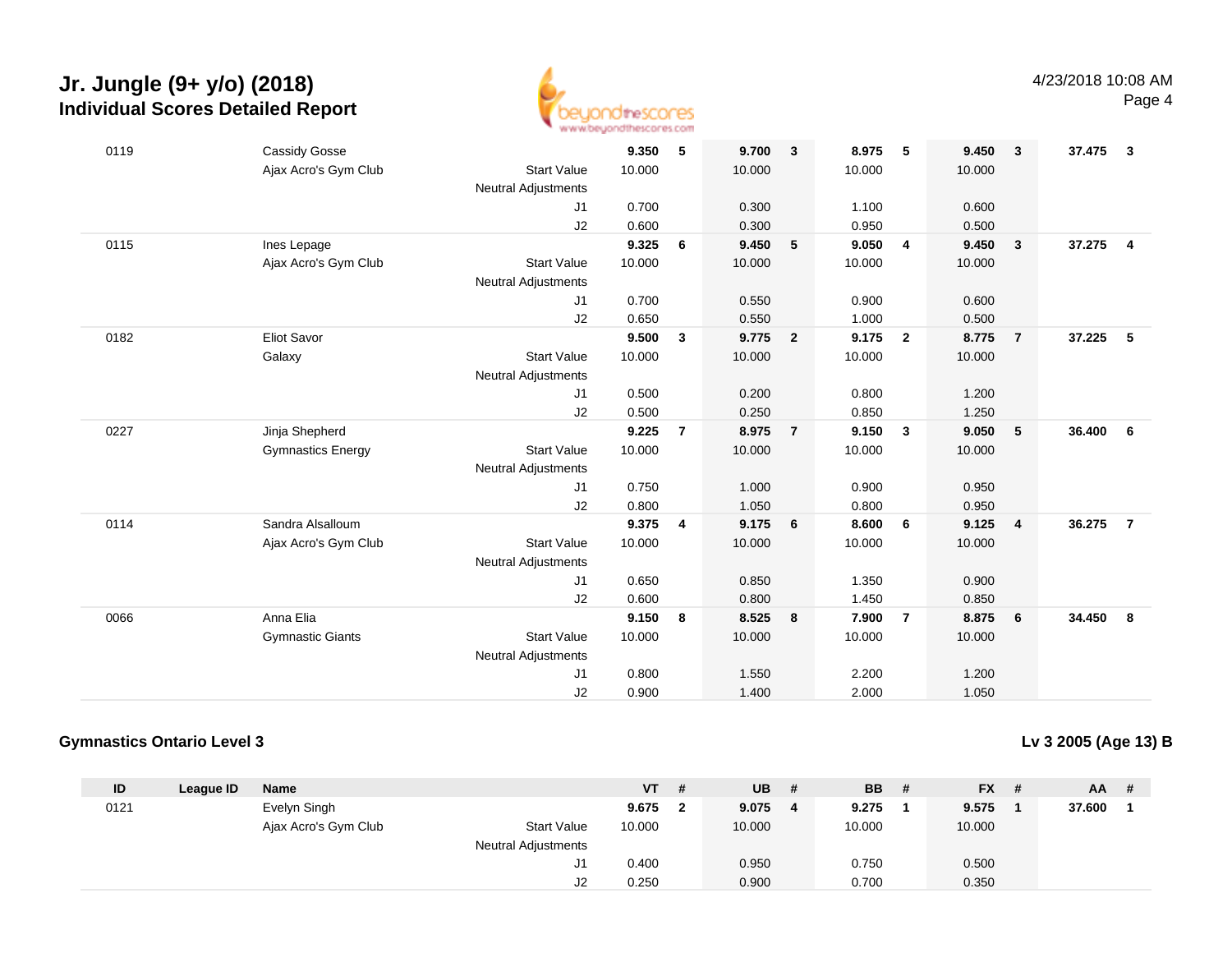# Jr. Jungle (9+ y/o) (2018)
## Individual Scores Detailed Report

4/23/2018 10:08 AM

| ID | League ID | Name | | VT | # | UB | # | BB | # | FX | # | AA | # |
|---|---|---|---|---|---|---|---|---|---|---|---|---|---|
| 0119 | | Cassidy Gosse | | **9.350** | **5** | **9.700** | **3** | **8.975** | **5** | **9.450** | **3** | **37.475** | **3** |
| | | Ajax Acro's Gym Club | Start Value | 10.000 | | 10.000 | | 10.000 | | 10.000 | | | |
| | | | Neutral Adjustments | | | | | | | | | | |
| | | | J1 | 0.700 | | 0.300 | | 1.100 | | 0.600 | | | |
| | | | J2 | 0.600 | | 0.300 | | 0.950 | | 0.500 | | | |
| 0115 | | Ines Lepage | | **9.325** | **6** | **9.450** | **5** | **9.050** | **4** | **9.450** | **3** | **37.275** | **4** |
| | | Ajax Acro's Gym Club | Start Value | 10.000 | | 10.000 | | 10.000 | | 10.000 | | | |
| | | | Neutral Adjustments | | | | | | | | | | |
| | | | J1 | 0.700 | | 0.550 | | 0.900 | | 0.600 | | | |
| | | | J2 | 0.650 | | 0.550 | | 1.000 | | 0.500 | | | |
| 0182 | | Eliot Savor | | **9.500** | **3** | **9.775** | **2** | **9.175** | **2** | **8.775** | **7** | **37.225** | **5** |
| | | Galaxy | Start Value | 10.000 | | 10.000 | | 10.000 | | 10.000 | | | |
| | | | Neutral Adjustments | | | | | | | | | | |
| | | | J1 | 0.500 | | 0.200 | | 0.800 | | 1.200 | | | |
| | | | J2 | 0.500 | | 0.250 | | 0.850 | | 1.250 | | | |
| 0227 | | Jinja Shepherd | | **9.225** | **7** | **8.975** | **7** | **9.150** | **3** | **9.050** | **5** | **36.400** | **6** |
| | | Gymnastics Energy | Start Value | 10.000 | | 10.000 | | 10.000 | | 10.000 | | | |
| | | | Neutral Adjustments | | | | | | | | | | |
| | | | J1 | 0.750 | | 1.000 | | 0.900 | | 0.950 | | | |
| | | | J2 | 0.800 | | 1.050 | | 0.800 | | 0.950 | | | |
| 0114 | | Sandra Alsalloum | | **9.375** | **4** | **9.175** | **6** | **8.600** | **6** | **9.125** | **4** | **36.275** | **7** |
| | | Ajax Acro's Gym Club | Start Value | 10.000 | | 10.000 | | 10.000 | | 10.000 | | | |
| | | | Neutral Adjustments | | | | | | | | | | |
| | | | J1 | 0.650 | | 0.850 | | 1.350 | | 0.900 | | | |
| | | | J2 | 0.600 | | 0.800 | | 1.450 | | 0.850 | | | |
| 0066 | | Anna Elia | | **9.150** | **8** | **8.525** | **8** | **7.900** | **7** | **8.875** | **6** | **34.450** | **8** |
| | | Gymnastic Giants | Start Value | 10.000 | | 10.000 | | 10.000 | | 10.000 | | | |
| | | | Neutral Adjustments | | | | | | | | | | |
| | | | J1 | 0.800 | | 1.550 | | 2.200 | | 1.200 | | | |
| | | | J2 | 0.900 | | 1.400 | | 2.000 | | 1.050 | | | |

### Gymnastics Ontario Level 3

**Lv 3 2005 (Age 13) B**

| ID | League ID | Name | | VT | # | UB | # | BB | # | FX | # | AA | # |
|---|---|---|---|---|---|---|---|---|---|---|---|---|---|
| 0121 | | Evelyn Singh | | **9.675** | **2** | **9.075** | **4** | **9.275** | **1** | **9.575** | **1** | **37.600** | **1** |
| | | Ajax Acro's Gym Club | Start Value | 10.000 | | 10.000 | | 10.000 | | 10.000 | | | |
| | | | Neutral Adjustments | | | | | | | | | | |
| | | | J1 | 0.400 | | 0.950 | | 0.750 | | 0.500 | | | |
| | | | J2 | 0.250 | | 0.900 | | 0.700 | | 0.350 | | | |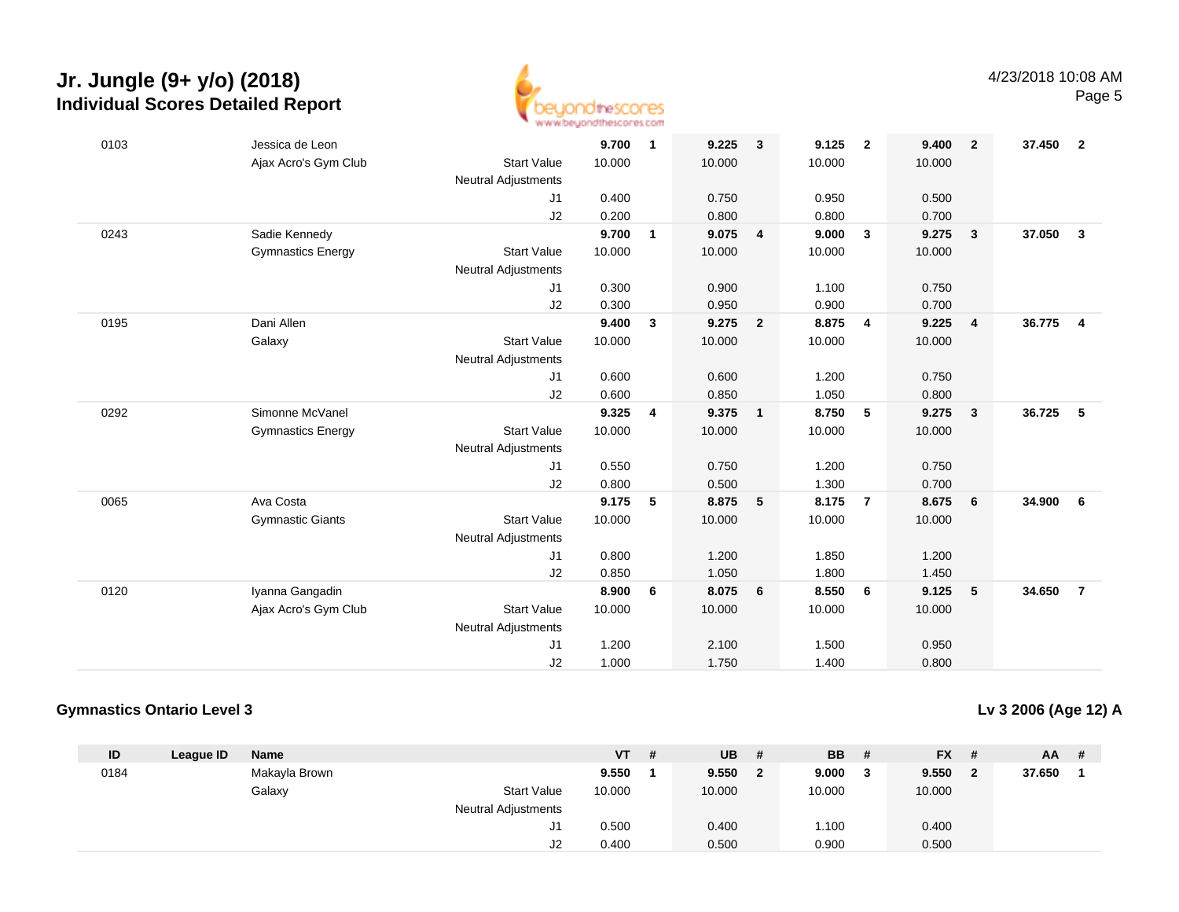# Jr. Jungle (9+ y/o) (2018)

## Individual Scores Detailed Report

| ID | League ID | Name | | VT | # | UB | # | BB | # | FX | # | AA | # |
|---|---|---|---|---|---|---|---|---|---|---|---|---|---|
| 0103 | | Jessica de Leon | | **9.700** | **1** | **9.225** | **3** | **9.125** | **2** | **9.400** | **2** | **37.450** | **2** |
| | | Ajax Acro's Gym Club | Start Value | 10.000 | | 10.000 | | 10.000 | | 10.000 | | | |
| | | | Neutral Adjustments | | | | | | | | | | |
| | | | J1 | 0.400 | | 0.750 | | 0.950 | | 0.500 | | | |
| | | | J2 | 0.200 | | 0.800 | | 0.800 | | 0.700 | | | |
| 0243 | | Sadie Kennedy | | **9.700** | **1** | **9.075** | **4** | **9.000** | **3** | **9.275** | **3** | **37.050** | **3** |
| | | Gymnastics Energy | Start Value | 10.000 | | 10.000 | | 10.000 | | 10.000 | | | |
| | | | Neutral Adjustments | | | | | | | | | | |
| | | | J1 | 0.300 | | 0.900 | | 1.100 | | 0.750 | | | |
| | | | J2 | 0.300 | | 0.950 | | 0.900 | | 0.700 | | | |
| 0195 | | Dani Allen | | **9.400** | **3** | **9.275** | **2** | **8.875** | **4** | **9.225** | **4** | **36.775** | **4** |
| | | Galaxy | Start Value | 10.000 | | 10.000 | | 10.000 | | 10.000 | | | |
| | | | Neutral Adjustments | | | | | | | | | | |
| | | | J1 | 0.600 | | 0.600 | | 1.200 | | 0.750 | | | |
| | | | J2 | 0.600 | | 0.850 | | 1.050 | | 0.800 | | | |
| 0292 | | Simonne McVanel | | **9.325** | **4** | **9.375** | **1** | **8.750** | **5** | **9.275** | **3** | **36.725** | **5** |
| | | Gymnastics Energy | Start Value | 10.000 | | 10.000 | | 10.000 | | 10.000 | | | |
| | | | Neutral Adjustments | | | | | | | | | | |
| | | | J1 | 0.550 | | 0.750 | | 1.200 | | 0.750 | | | |
| | | | J2 | 0.800 | | 0.500 | | 1.300 | | 0.700 | | | |
| 0065 | | Ava Costa | | **9.175** | **5** | **8.875** | **5** | **8.175** | **7** | **8.675** | **6** | **34.900** | **6** |
| | | Gymnastic Giants | Start Value | 10.000 | | 10.000 | | 10.000 | | 10.000 | | | |
| | | | Neutral Adjustments | | | | | | | | | | |
| | | | J1 | 0.800 | | 1.200 | | 1.850 | | 1.200 | | | |
| | | | J2 | 0.850 | | 1.050 | | 1.800 | | 1.450 | | | |
| 0120 | | Iyanna Gangadin | | **8.900** | **6** | **8.075** | **6** | **8.550** | **6** | **9.125** | **5** | **34.650** | **7** |
| | | Ajax Acro's Gym Club | Start Value | 10.000 | | 10.000 | | 10.000 | | 10.000 | | | |
| | | | Neutral Adjustments | | | | | | | | | | |
| | | | J1 | 1.200 | | 2.100 | | 1.500 | | 0.950 | | | |
| | | | J2 | 1.000 | | 1.750 | | 1.400 | | 0.800 | | | |

### Gymnastics Ontario Level 3

**Lv 3 2006 (Age 12) A**

| ID | League ID | Name | | VT | # | UB | # | BB | # | FX | # | AA | # |
|---|---|---|---|---|---|---|---|---|---|---|---|---|---|
| 0184 | | Makayla Brown | | **9.550** | **1** | **9.550** | **2** | **9.000** | **3** | **9.550** | **2** | **37.650** | **1** |
| | | Galaxy | Start Value | 10.000 | | 10.000 | | 10.000 | | 10.000 | | | |
| | | | Neutral Adjustments | | | | | | | | | | |
| | | | J1 | 0.500 | | 0.400 | | 1.100 | | 0.400 | | | |
| | | | J2 | 0.400 | | 0.500 | | 0.900 | | 0.500 | | | |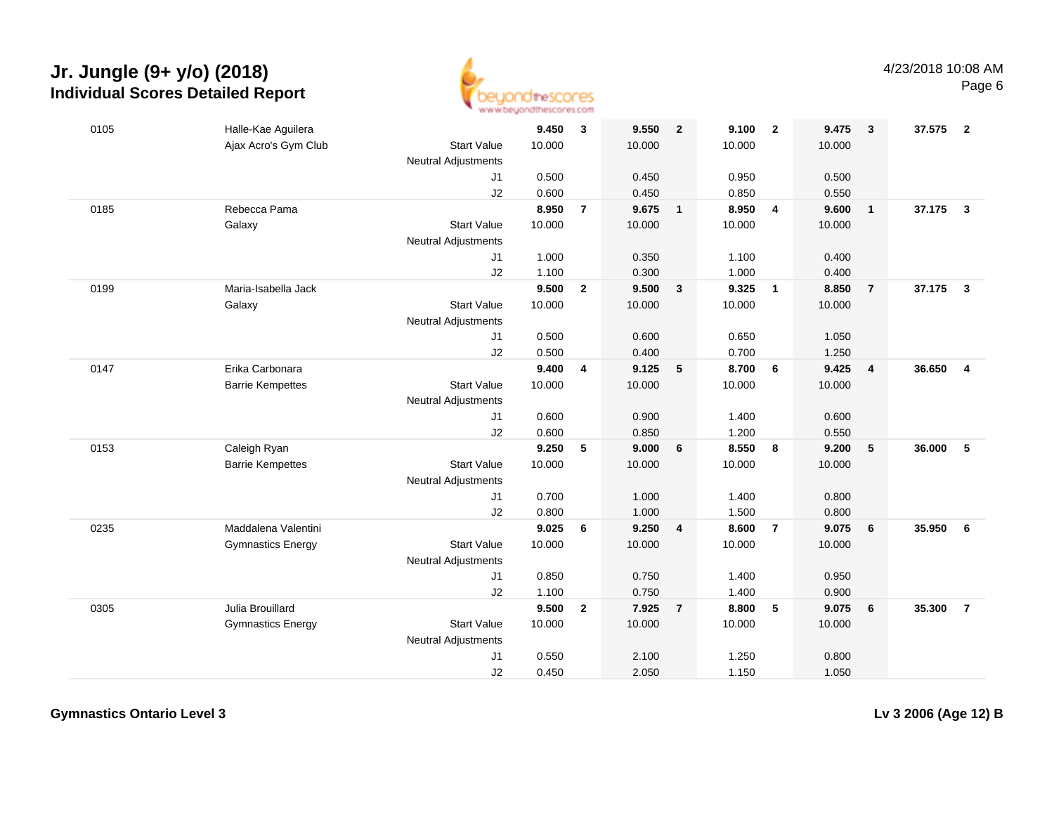# Jr. Jungle (9+ y/o) (2018)
## Individual Scores Detailed Report

4/23/2018 10:08 AM

| ID | Name / Club | | Score | Rank | Score | Rank | Score | Rank | Score | Rank | Total | Rank |
|---|---|---|---|---|---|---|---|---|---|---|---|---|
| 0105 | Halle-Kae Aguilera | | **9.450** | **3** | **9.550** | **2** | **9.100** | **2** | **9.475** | **3** | **37.575** | **2** |
| | Ajax Acro's Gym Club | Start Value | 10.000 | | 10.000 | | 10.000 | | 10.000 | | | |
| | | Neutral Adjustments | | | | | | | | | | |
| | | J1 | 0.500 | | 0.450 | | 0.950 | | 0.500 | | | |
| | | J2 | 0.600 | | 0.450 | | 0.850 | | 0.550 | | | |
| 0185 | Rebecca Pama | | **8.950** | **7** | **9.675** | **1** | **8.950** | **4** | **9.600** | **1** | **37.175** | **3** |
| | Galaxy | Start Value | 10.000 | | 10.000 | | 10.000 | | 10.000 | | | |
| | | Neutral Adjustments | | | | | | | | | | |
| | | J1 | 1.000 | | 0.350 | | 1.100 | | 0.400 | | | |
| | | J2 | 1.100 | | 0.300 | | 1.000 | | 0.400 | | | |
| 0199 | Maria-Isabella Jack | | **9.500** | **2** | **9.500** | **3** | **9.325** | **1** | **8.850** | **7** | **37.175** | **3** |
| | Galaxy | Start Value | 10.000 | | 10.000 | | 10.000 | | 10.000 | | | |
| | | Neutral Adjustments | | | | | | | | | | |
| | | J1 | 0.500 | | 0.600 | | 0.650 | | 1.050 | | | |
| | | J2 | 0.500 | | 0.400 | | 0.700 | | 1.250 | | | |
| 0147 | Erika Carbonara | | **9.400** | **4** | **9.125** | **5** | **8.700** | **6** | **9.425** | **4** | **36.650** | **4** |
| | Barrie Kempettes | Start Value | 10.000 | | 10.000 | | 10.000 | | 10.000 | | | |
| | | Neutral Adjustments | | | | | | | | | | |
| | | J1 | 0.600 | | 0.900 | | 1.400 | | 0.600 | | | |
| | | J2 | 0.600 | | 0.850 | | 1.200 | | 0.550 | | | |
| 0153 | Caleigh Ryan | | **9.250** | **5** | **9.000** | **6** | **8.550** | **8** | **9.200** | **5** | **36.000** | **5** |
| | Barrie Kempettes | Start Value | 10.000 | | 10.000 | | 10.000 | | 10.000 | | | |
| | | Neutral Adjustments | | | | | | | | | | |
| | | J1 | 0.700 | | 1.000 | | 1.400 | | 0.800 | | | |
| | | J2 | 0.800 | | 1.000 | | 1.500 | | 0.800 | | | |
| 0235 | Maddalena Valentini | | **9.025** | **6** | **9.250** | **4** | **8.600** | **7** | **9.075** | **6** | **35.950** | **6** |
| | Gymnastics Energy | Start Value | 10.000 | | 10.000 | | 10.000 | | 10.000 | | | |
| | | Neutral Adjustments | | | | | | | | | | |
| | | J1 | 0.850 | | 0.750 | | 1.400 | | 0.950 | | | |
| | | J2 | 1.100 | | 0.750 | | 1.400 | | 0.900 | | | |
| 0305 | Julia Brouillard | | **9.500** | **2** | **7.925** | **7** | **8.800** | **5** | **9.075** | **6** | **35.300** | **7** |
| | Gymnastics Energy | Start Value | 10.000 | | 10.000 | | 10.000 | | 10.000 | | | |
| | | Neutral Adjustments | | | | | | | | | | |
| | | J1 | 0.550 | | 2.100 | | 1.250 | | 0.800 | | | |
| | | J2 | 0.450 | | 2.050 | | 1.150 | | 1.050 | | | |

**Gymnastics Ontario Level 3**

**Lv 3 2006 (Age 12) B**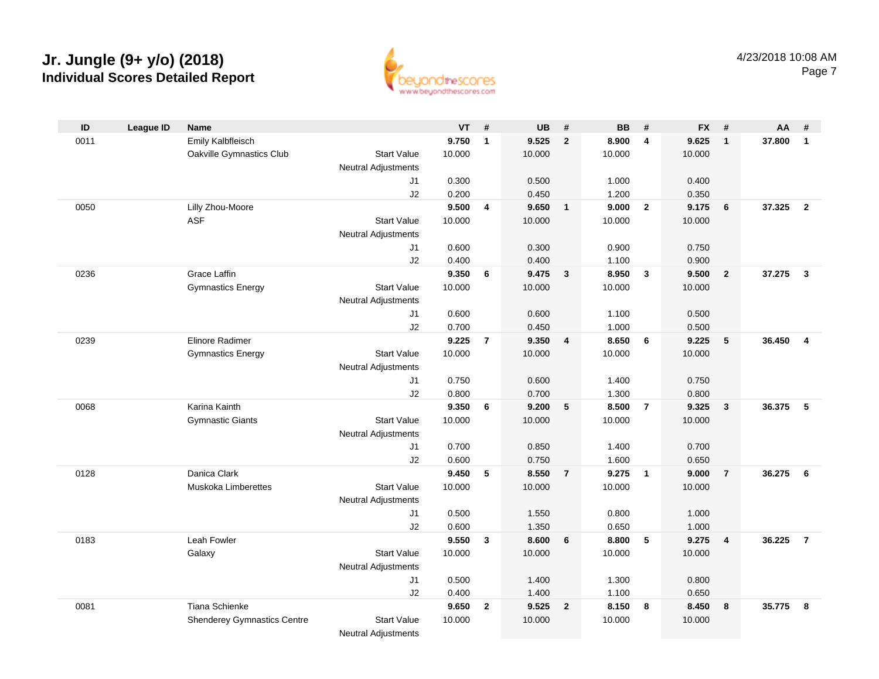# Jr. Jungle (9+ y/o) (2018)

## Individual Scores Detailed Report

4/23/2018 10:08 AM

| ID | League ID | Name | | VT | # | UB | # | BB | # | FX | # | AA | # |
|---|---|---|---|---|---|---|---|---|---|---|---|---|---|
| 0011 | | Emily Kalbfleisch | | **9.750** | **1** | **9.525** | **2** | **8.900** | **4** | **9.625** | **1** | **37.800** | **1** |
| | | Oakville Gymnastics Club | Start Value | 10.000 | | 10.000 | | 10.000 | | 10.000 | | | |
| | | | Neutral Adjustments | | | | | | | | | | |
| | | | J1 | 0.300 | | 0.500 | | 1.000 | | 0.400 | | | |
| | | | J2 | 0.200 | | 0.450 | | 1.200 | | 0.350 | | | |
| 0050 | | Lilly Zhou-Moore | | **9.500** | **4** | **9.650** | **1** | **9.000** | **2** | **9.175** | **6** | **37.325** | **2** |
| | | ASF | Start Value | 10.000 | | 10.000 | | 10.000 | | 10.000 | | | |
| | | | Neutral Adjustments | | | | | | | | | | |
| | | | J1 | 0.600 | | 0.300 | | 0.900 | | 0.750 | | | |
| | | | J2 | 0.400 | | 0.400 | | 1.100 | | 0.900 | | | |
| 0236 | | Grace Laffin | | **9.350** | **6** | **9.475** | **3** | **8.950** | **3** | **9.500** | **2** | **37.275** | **3** |
| | | Gymnastics Energy | Start Value | 10.000 | | 10.000 | | 10.000 | | 10.000 | | | |
| | | | Neutral Adjustments | | | | | | | | | | |
| | | | J1 | 0.600 | | 0.600 | | 1.100 | | 0.500 | | | |
| | | | J2 | 0.700 | | 0.450 | | 1.000 | | 0.500 | | | |
| 0239 | | Elinore Radimer | | **9.225** | **7** | **9.350** | **4** | **8.650** | **6** | **9.225** | **5** | **36.450** | **4** |
| | | Gymnastics Energy | Start Value | 10.000 | | 10.000 | | 10.000 | | 10.000 | | | |
| | | | Neutral Adjustments | | | | | | | | | | |
| | | | J1 | 0.750 | | 0.600 | | 1.400 | | 0.750 | | | |
| | | | J2 | 0.800 | | 0.700 | | 1.300 | | 0.800 | | | |
| 0068 | | Karina Kainth | | **9.350** | **6** | **9.200** | **5** | **8.500** | **7** | **9.325** | **3** | **36.375** | **5** |
| | | Gymnastic Giants | Start Value | 10.000 | | 10.000 | | 10.000 | | 10.000 | | | |
| | | | Neutral Adjustments | | | | | | | | | | |
| | | | J1 | 0.700 | | 0.850 | | 1.400 | | 0.700 | | | |
| | | | J2 | 0.600 | | 0.750 | | 1.600 | | 0.650 | | | |
| 0128 | | Danica Clark | | **9.450** | **5** | **8.550** | **7** | **9.275** | **1** | **9.000** | **7** | **36.275** | **6** |
| | | Muskoka Limberettes | Start Value | 10.000 | | 10.000 | | 10.000 | | 10.000 | | | |
| | | | Neutral Adjustments | | | | | | | | | | |
| | | | J1 | 0.500 | | 1.550 | | 0.800 | | 1.000 | | | |
| | | | J2 | 0.600 | | 1.350 | | 0.650 | | 1.000 | | | |
| 0183 | | Leah Fowler | | **9.550** | **3** | **8.600** | **6** | **8.800** | **5** | **9.275** | **4** | **36.225** | **7** |
| | | Galaxy | Start Value | 10.000 | | 10.000 | | 10.000 | | 10.000 | | | |
| | | | Neutral Adjustments | | | | | | | | | | |
| | | | J1 | 0.500 | | 1.400 | | 1.300 | | 0.800 | | | |
| | | | J2 | 0.400 | | 1.400 | | 1.100 | | 0.650 | | | |
| 0081 | | Tiana Schienke | | **9.650** | **2** | **9.525** | **2** | **8.150** | **8** | **8.450** | **8** | **35.775** | **8** |
| | | Shenderey Gymnastics Centre | Start Value | 10.000 | | 10.000 | | 10.000 | | 10.000 | | | |
| | | | Neutral Adjustments | | | | | | | | | | |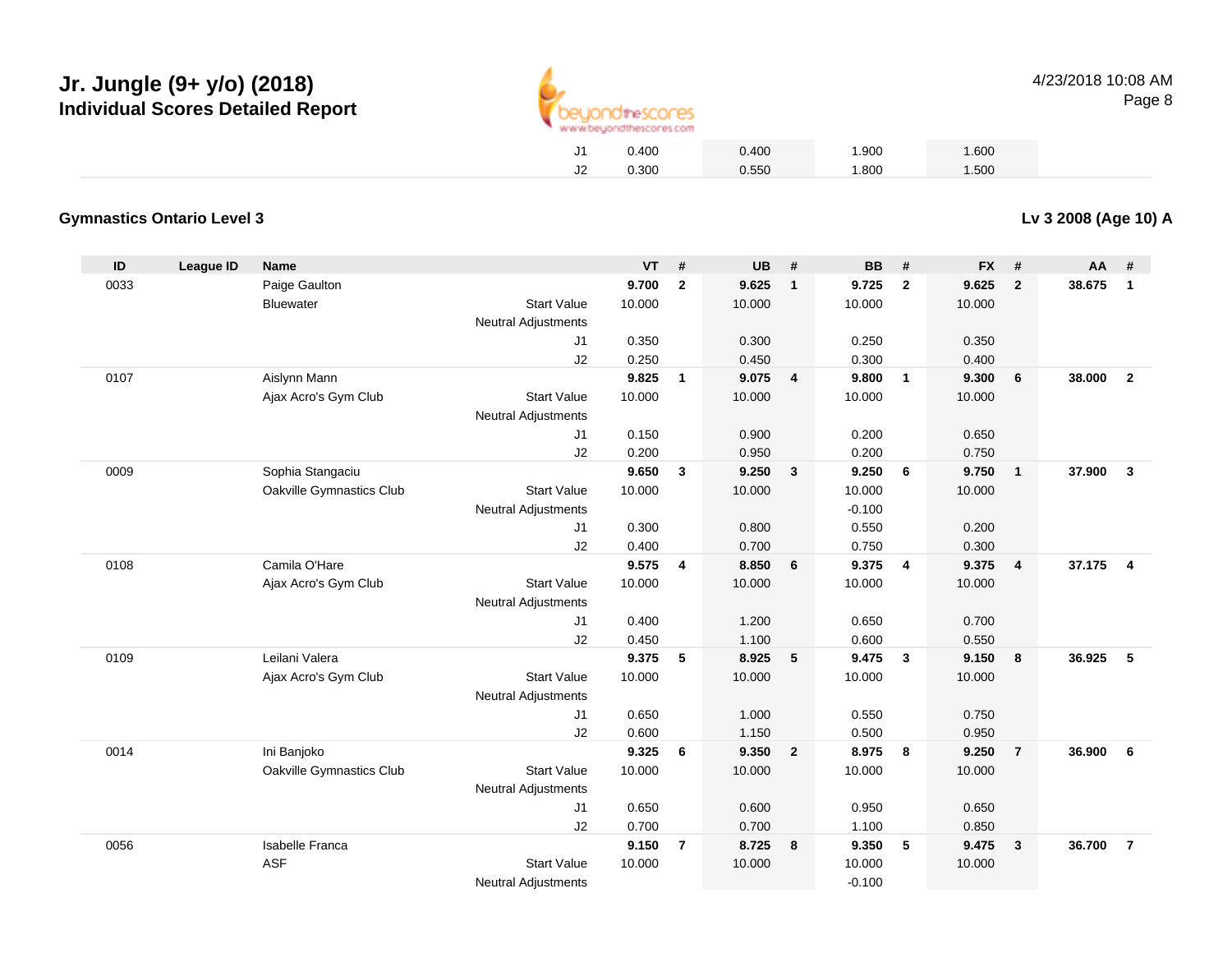# Jr. Jungle (9+ y/o) (2018)

## Individual Scores Detailed Report

| | | | | | | |
|---|---|---|---|---|---|---|
| J1 | 0.400 | | 0.400 | 1.900 | 1.600 | |
| J2 | 0.300 | | 0.550 | 1.800 | 1.500 | |

### Gymnastics Ontario Level 3

**Lv 3 2008 (Age 10) A**

| ID | League ID | Name | | VT | # | UB | # | BB | # | FX | # | AA | # |
|---|---|---|---|---|---|---|---|---|---|---|---|---|---|
| 0033 | | Paige Gaulton | | **9.700** | **2** | **9.625** | **1** | **9.725** | **2** | **9.625** | **2** | **38.675** | **1** |
| | | Bluewater | Start Value | 10.000 | | 10.000 | | 10.000 | | 10.000 | | | |
| | | | Neutral Adjustments | | | | | | | | | | |
| | | | J1 | 0.350 | | 0.300 | | 0.250 | | 0.350 | | | |
| | | | J2 | 0.250 | | 0.450 | | 0.300 | | 0.400 | | | |
| 0107 | | Aislynn Mann | | **9.825** | **1** | **9.075** | **4** | **9.800** | **1** | **9.300** | **6** | **38.000** | **2** |
| | | Ajax Acro's Gym Club | Start Value | 10.000 | | 10.000 | | 10.000 | | 10.000 | | | |
| | | | Neutral Adjustments | | | | | | | | | | |
| | | | J1 | 0.150 | | 0.900 | | 0.200 | | 0.650 | | | |
| | | | J2 | 0.200 | | 0.950 | | 0.200 | | 0.750 | | | |
| 0009 | | Sophia Stangaciu | | **9.650** | **3** | **9.250** | **3** | **9.250** | **6** | **9.750** | **1** | **37.900** | **3** |
| | | Oakville Gymnastics Club | Start Value | 10.000 | | 10.000 | | 10.000 | | 10.000 | | | |
| | | | Neutral Adjustments | | | | | -0.100 | | | | | |
| | | | J1 | 0.300 | | 0.800 | | 0.550 | | 0.200 | | | |
| | | | J2 | 0.400 | | 0.700 | | 0.750 | | 0.300 | | | |
| 0108 | | Camila O'Hare | | **9.575** | **4** | **8.850** | **6** | **9.375** | **4** | **9.375** | **4** | **37.175** | **4** |
| | | Ajax Acro's Gym Club | Start Value | 10.000 | | 10.000 | | 10.000 | | 10.000 | | | |
| | | | Neutral Adjustments | | | | | | | | | | |
| | | | J1 | 0.400 | | 1.200 | | 0.650 | | 0.700 | | | |
| | | | J2 | 0.450 | | 1.100 | | 0.600 | | 0.550 | | | |
| 0109 | | Leilani Valera | | **9.375** | **5** | **8.925** | **5** | **9.475** | **3** | **9.150** | **8** | **36.925** | **5** |
| | | Ajax Acro's Gym Club | Start Value | 10.000 | | 10.000 | | 10.000 | | 10.000 | | | |
| | | | Neutral Adjustments | | | | | | | | | | |
| | | | J1 | 0.650 | | 1.000 | | 0.550 | | 0.750 | | | |
| | | | J2 | 0.600 | | 1.150 | | 0.500 | | 0.950 | | | |
| 0014 | | Ini Banjoko | | **9.325** | **6** | **9.350** | **2** | **8.975** | **8** | **9.250** | **7** | **36.900** | **6** |
| | | Oakville Gymnastics Club | Start Value | 10.000 | | 10.000 | | 10.000 | | 10.000 | | | |
| | | | Neutral Adjustments | | | | | | | | | | |
| | | | J1 | 0.650 | | 0.600 | | 0.950 | | 0.650 | | | |
| | | | J2 | 0.700 | | 0.700 | | 1.100 | | 0.850 | | | |
| 0056 | | Isabelle Franca | | **9.150** | **7** | **8.725** | **8** | **9.350** | **5** | **9.475** | **3** | **36.700** | **7** |
| | | ASF | Start Value | 10.000 | | 10.000 | | 10.000 | | 10.000 | | | |
| | | | Neutral Adjustments | | | | | -0.100 | | | | | |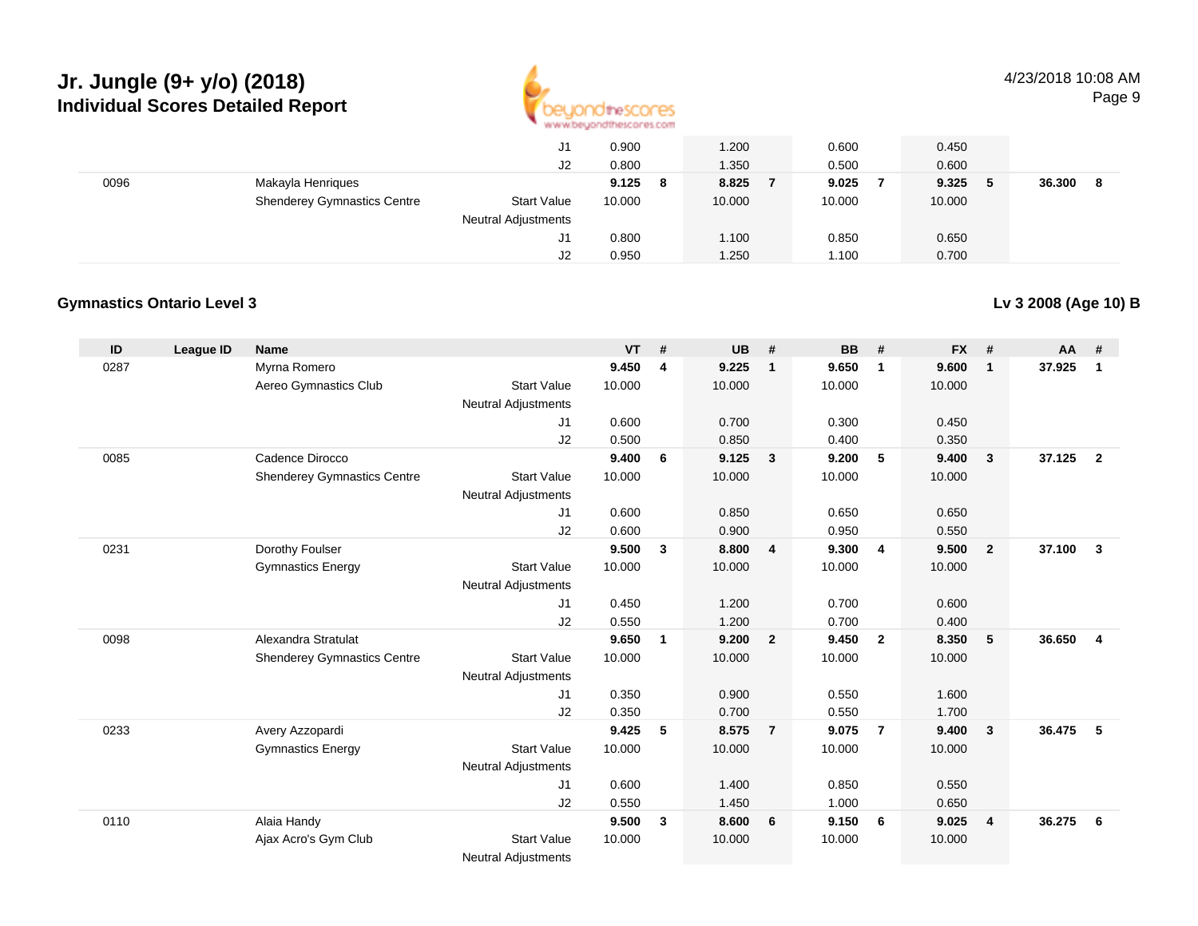# Jr. Jungle (9+ y/o) (2018)

## Individual Scores Detailed Report

| | | | | VT | # | UB | # | BB | # | FX | # | AA | # |
|---|---|---|---|---|---|---|---|---|---|---|---|---|---|
| | | | J1 | 0.900 | | 1.200 | | 0.600 | | 0.450 | | | |
| | | | J2 | 0.800 | | 1.350 | | 0.500 | | 0.600 | | | |
| 0096 | | Makayla Henriques | | **9.125** | **8** | **8.825** | **7** | **9.025** | **7** | **9.325** | **5** | **36.300** | **8** |
| | | Shenderey Gymnastics Centre | Start Value | 10.000 | | 10.000 | | 10.000 | | 10.000 | | | |
| | | | Neutral Adjustments | | | | | | | | | | |
| | | | J1 | 0.800 | | 1.100 | | 0.850 | | 0.650 | | | |
| | | | J2 | 0.950 | | 1.250 | | 1.100 | | 0.700 | | | |

### Gymnastics Ontario Level 3

**Lv 3 2008 (Age 10) B**

| ID | League ID | Name | | VT | # | UB | # | BB | # | FX | # | AA | # |
|---|---|---|---|---|---|---|---|---|---|---|---|---|---|
| 0287 | | Myrna Romero | | **9.450** | **4** | **9.225** | **1** | **9.650** | **1** | **9.600** | **1** | **37.925** | **1** |
| | | Aereo Gymnastics Club | Start Value | 10.000 | | 10.000 | | 10.000 | | 10.000 | | | |
| | | | Neutral Adjustments | | | | | | | | | | |
| | | | J1 | 0.600 | | 0.700 | | 0.300 | | 0.450 | | | |
| | | | J2 | 0.500 | | 0.850 | | 0.400 | | 0.350 | | | |
| 0085 | | Cadence Dirocco | | **9.400** | **6** | **9.125** | **3** | **9.200** | **5** | **9.400** | **3** | **37.125** | **2** |
| | | Shenderey Gymnastics Centre | Start Value | 10.000 | | 10.000 | | 10.000 | | 10.000 | | | |
| | | | Neutral Adjustments | | | | | | | | | | |
| | | | J1 | 0.600 | | 0.850 | | 0.650 | | 0.650 | | | |
| | | | J2 | 0.600 | | 0.900 | | 0.950 | | 0.550 | | | |
| 0231 | | Dorothy Foulser | | **9.500** | **3** | **8.800** | **4** | **9.300** | **4** | **9.500** | **2** | **37.100** | **3** |
| | | Gymnastics Energy | Start Value | 10.000 | | 10.000 | | 10.000 | | 10.000 | | | |
| | | | Neutral Adjustments | | | | | | | | | | |
| | | | J1 | 0.450 | | 1.200 | | 0.700 | | 0.600 | | | |
| | | | J2 | 0.550 | | 1.200 | | 0.700 | | 0.400 | | | |
| 0098 | | Alexandra Stratulat | | **9.650** | **1** | **9.200** | **2** | **9.450** | **2** | **8.350** | **5** | **36.650** | **4** |
| | | Shenderey Gymnastics Centre | Start Value | 10.000 | | 10.000 | | 10.000 | | 10.000 | | | |
| | | | Neutral Adjustments | | | | | | | | | | |
| | | | J1 | 0.350 | | 0.900 | | 0.550 | | 1.600 | | | |
| | | | J2 | 0.350 | | 0.700 | | 0.550 | | 1.700 | | | |
| 0233 | | Avery Azzopardi | | **9.425** | **5** | **8.575** | **7** | **9.075** | **7** | **9.400** | **3** | **36.475** | **5** |
| | | Gymnastics Energy | Start Value | 10.000 | | 10.000 | | 10.000 | | 10.000 | | | |
| | | | Neutral Adjustments | | | | | | | | | | |
| | | | J1 | 0.600 | | 1.400 | | 0.850 | | 0.550 | | | |
| | | | J2 | 0.550 | | 1.450 | | 1.000 | | 0.650 | | | |
| 0110 | | Alaia Handy | | **9.500** | **3** | **8.600** | **6** | **9.150** | **6** | **9.025** | **4** | **36.275** | **6** |
| | | Ajax Acro's Gym Club | Start Value | 10.000 | | 10.000 | | 10.000 | | 10.000 | | | |
| | | | Neutral Adjustments | | | | | | | | | | |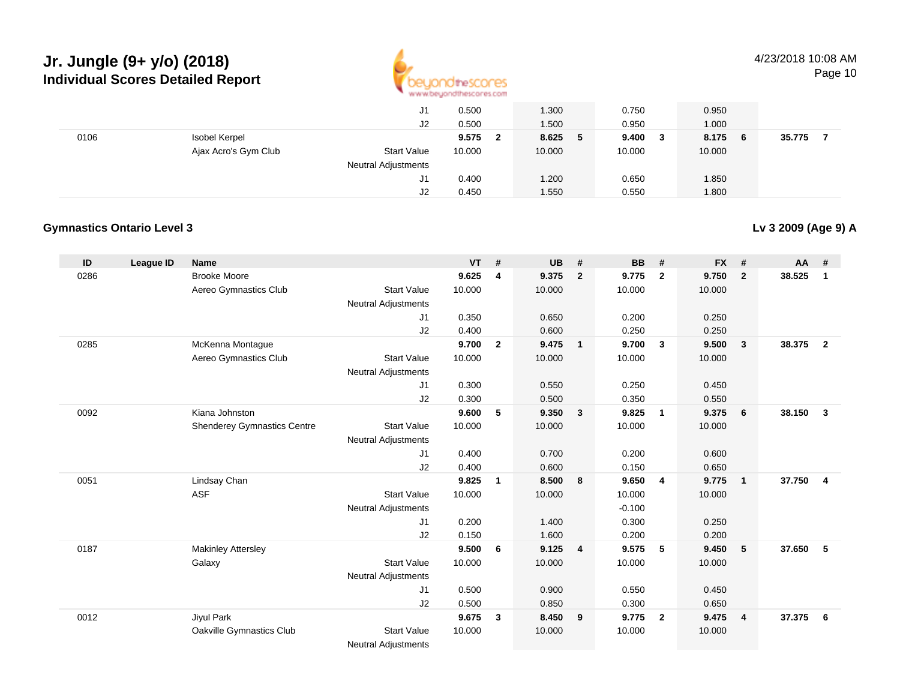# Jr. Jungle (9+ y/o) (2018)

## Individual Scores Detailed Report

4/23/2018 10:08 AM

| ID | League ID | Name | | VT | # | UB | # | BB | # | FX | # | AA | # |
|---|---|---|---|---|---|---|---|---|---|---|---|---|---|
| | | | J1 | 0.500 | | 1.300 | | 0.750 | | 0.950 | | | |
| | | | J2 | 0.500 | | 1.500 | | 0.950 | | 1.000 | | | |
| 0106 | | Isobel Kerpel | | **9.575** | **2** | **8.625** | **5** | **9.400** | **3** | **8.175** | **6** | **35.775** | **7** |
| | | Ajax Acro's Gym Club | Start Value | 10.000 | | 10.000 | | 10.000 | | 10.000 | | | |
| | | | Neutral Adjustments | | | | | | | | | | |
| | | | J1 | 0.400 | | 1.200 | | 0.650 | | 1.850 | | | |
| | | | J2 | 0.450 | | 1.550 | | 0.550 | | 1.800 | | | |

### Gymnastics Ontario Level 3

**Lv 3 2009 (Age 9) A**

| ID | League ID | Name | | VT | # | UB | # | BB | # | FX | # | AA | # |
|---|---|---|---|---|---|---|---|---|---|---|---|---|---|
| 0286 | | Brooke Moore | | **9.625** | **4** | **9.375** | **2** | **9.775** | **2** | **9.750** | **2** | **38.525** | **1** |
| | | Aereo Gymnastics Club | Start Value | 10.000 | | 10.000 | | 10.000 | | 10.000 | | | |
| | | | Neutral Adjustments | | | | | | | | | | |
| | | | J1 | 0.350 | | 0.650 | | 0.200 | | 0.250 | | | |
| | | | J2 | 0.400 | | 0.600 | | 0.250 | | 0.250 | | | |
| 0285 | | McKenna Montague | | **9.700** | **2** | **9.475** | **1** | **9.700** | **3** | **9.500** | **3** | **38.375** | **2** |
| | | Aereo Gymnastics Club | Start Value | 10.000 | | 10.000 | | 10.000 | | 10.000 | | | |
| | | | Neutral Adjustments | | | | | | | | | | |
| | | | J1 | 0.300 | | 0.550 | | 0.250 | | 0.450 | | | |
| | | | J2 | 0.300 | | 0.500 | | 0.350 | | 0.550 | | | |
| 0092 | | Kiana Johnston | | **9.600** | **5** | **9.350** | **3** | **9.825** | **1** | **9.375** | **6** | **38.150** | **3** |
| | | Shenderey Gymnastics Centre | Start Value | 10.000 | | 10.000 | | 10.000 | | 10.000 | | | |
| | | | Neutral Adjustments | | | | | | | | | | |
| | | | J1 | 0.400 | | 0.700 | | 0.200 | | 0.600 | | | |
| | | | J2 | 0.400 | | 0.600 | | 0.150 | | 0.650 | | | |
| 0051 | | Lindsay Chan | | **9.825** | **1** | **8.500** | **8** | **9.650** | **4** | **9.775** | **1** | **37.750** | **4** |
| | | ASF | Start Value | 10.000 | | 10.000 | | 10.000 | | 10.000 | | | |
| | | | Neutral Adjustments | | | | | -0.100 | | | | | |
| | | | J1 | 0.200 | | 1.400 | | 0.300 | | 0.250 | | | |
| | | | J2 | 0.150 | | 1.600 | | 0.200 | | 0.200 | | | |
| 0187 | | Makinley Attersley | | **9.500** | **6** | **9.125** | **4** | **9.575** | **5** | **9.450** | **5** | **37.650** | **5** |
| | | Galaxy | Start Value | 10.000 | | 10.000 | | 10.000 | | 10.000 | | | |
| | | | Neutral Adjustments | | | | | | | | | | |
| | | | J1 | 0.500 | | 0.900 | | 0.550 | | 0.450 | | | |
| | | | J2 | 0.500 | | 0.850 | | 0.300 | | 0.650 | | | |
| 0012 | | Jiyul Park | | **9.675** | **3** | **8.450** | **9** | **9.775** | **2** | **9.475** | **4** | **37.375** | **6** |
| | | Oakville Gymnastics Club | Start Value | 10.000 | | 10.000 | | 10.000 | | 10.000 | | | |
| | | | Neutral Adjustments | | | | | | | | | | |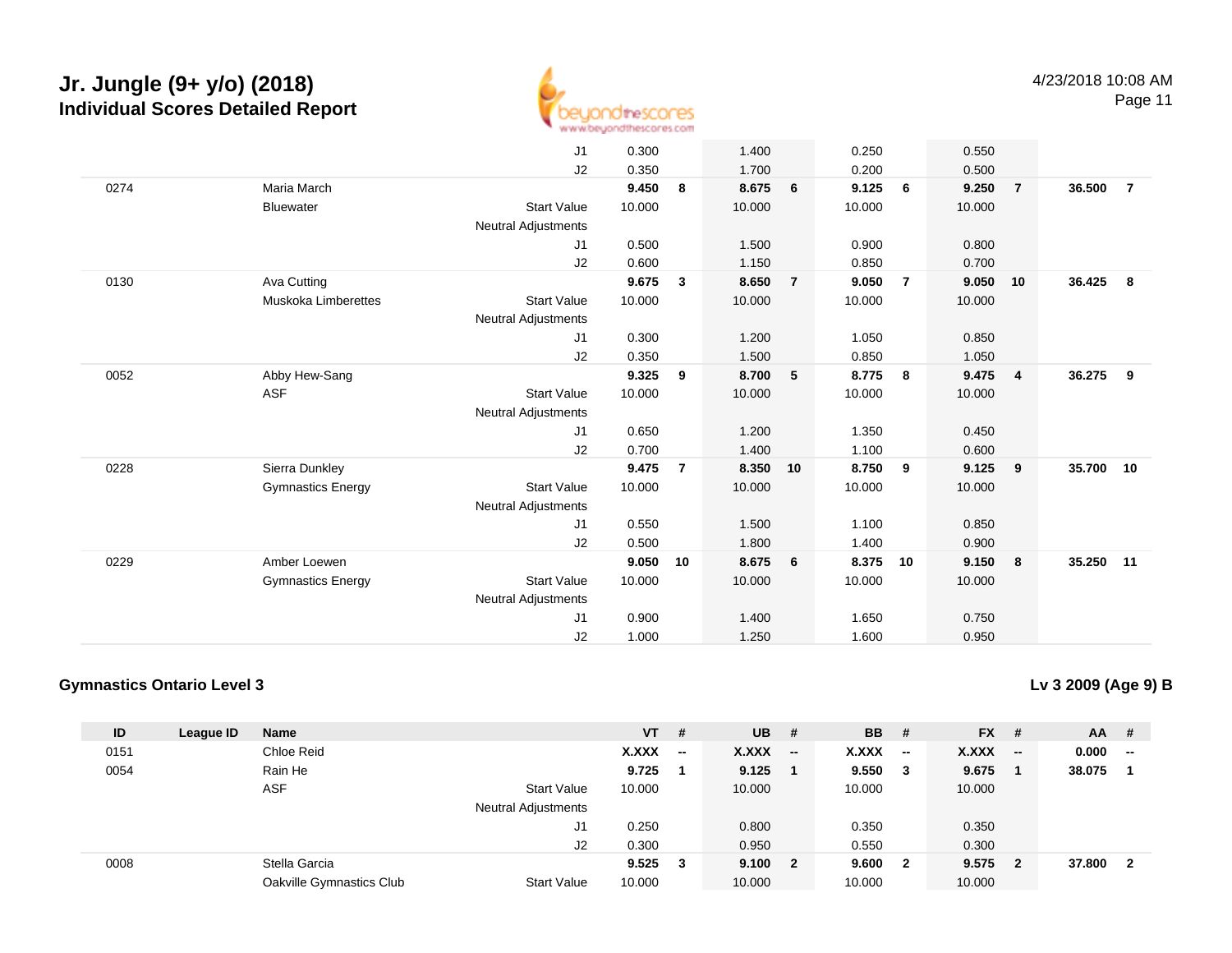# Jr. Jungle (9+ y/o) (2018)

## Individual Scores Detailed Report

| ID | League ID | Name | | VT | # | UB | # | BB | # | FX | # | AA | # |
|---|---|---|---|---|---|---|---|---|---|---|---|---|---|
| | | | J1 | 0.300 | | 1.400 | | 0.250 | | 0.550 | | | |
| | | | J2 | 0.350 | | 1.700 | | 0.200 | | 0.500 | | | |
| 0274 | | Maria March | | **9.450** | **8** | **8.675** | **6** | **9.125** | **6** | **9.250** | **7** | **36.500** | **7** |
| | | Bluewater | Start Value | 10.000 | | 10.000 | | 10.000 | | 10.000 | | | |
| | | | Neutral Adjustments | | | | | | | | | | |
| | | | J1 | 0.500 | | 1.500 | | 0.900 | | 0.800 | | | |
| | | | J2 | 0.600 | | 1.150 | | 0.850 | | 0.700 | | | |
| 0130 | | Ava Cutting | | **9.675** | **3** | **8.650** | **7** | **9.050** | **7** | **9.050** | **10** | **36.425** | **8** |
| | | Muskoka Limberettes | Start Value | 10.000 | | 10.000 | | 10.000 | | 10.000 | | | |
| | | | Neutral Adjustments | | | | | | | | | | |
| | | | J1 | 0.300 | | 1.200 | | 1.050 | | 0.850 | | | |
| | | | J2 | 0.350 | | 1.500 | | 0.850 | | 1.050 | | | |
| 0052 | | Abby Hew-Sang | | **9.325** | **9** | **8.700** | **5** | **8.775** | **8** | **9.475** | **4** | **36.275** | **9** |
| | | ASF | Start Value | 10.000 | | 10.000 | | 10.000 | | 10.000 | | | |
| | | | Neutral Adjustments | | | | | | | | | | |
| | | | J1 | 0.650 | | 1.200 | | 1.350 | | 0.450 | | | |
| | | | J2 | 0.700 | | 1.400 | | 1.100 | | 0.600 | | | |
| 0228 | | Sierra Dunkley | | **9.475** | **7** | **8.350** | **10** | **8.750** | **9** | **9.125** | **9** | **35.700** | **10** |
| | | Gymnastics Energy | Start Value | 10.000 | | 10.000 | | 10.000 | | 10.000 | | | |
| | | | Neutral Adjustments | | | | | | | | | | |
| | | | J1 | 0.550 | | 1.500 | | 1.100 | | 0.850 | | | |
| | | | J2 | 0.500 | | 1.800 | | 1.400 | | 0.900 | | | |
| 0229 | | Amber Loewen | | **9.050** | **10** | **8.675** | **6** | **8.375** | **10** | **9.150** | **8** | **35.250** | **11** |
| | | Gymnastics Energy | Start Value | 10.000 | | 10.000 | | 10.000 | | 10.000 | | | |
| | | | Neutral Adjustments | | | | | | | | | | |
| | | | J1 | 0.900 | | 1.400 | | 1.650 | | 0.750 | | | |
| | | | J2 | 1.000 | | 1.250 | | 1.600 | | 0.950 | | | |

### Gymnastics Ontario Level 3

**Lv 3 2009 (Age 9) B**

| ID | League ID | Name | | VT | # | UB | # | BB | # | FX | # | AA | # |
|---|---|---|---|---|---|---|---|---|---|---|---|---|---|
| 0151 | | Chloe Reid | | **X.XXX** | **--** | **X.XXX** | **--** | **X.XXX** | **--** | **X.XXX** | **--** | **0.000** | **--** |
| 0054 | | Rain He | | **9.725** | **1** | **9.125** | **1** | **9.550** | **3** | **9.675** | **1** | **38.075** | **1** |
| | | ASF | Start Value | 10.000 | | 10.000 | | 10.000 | | 10.000 | | | |
| | | | Neutral Adjustments | | | | | | | | | | |
| | | | J1 | 0.250 | | 0.800 | | 0.350 | | 0.350 | | | |
| | | | J2 | 0.300 | | 0.950 | | 0.550 | | 0.300 | | | |
| 0008 | | Stella Garcia | | **9.525** | **3** | **9.100** | **2** | **9.600** | **2** | **9.575** | **2** | **37.800** | **2** |
| | | Oakville Gymnastics Club | Start Value | 10.000 | | 10.000 | | 10.000 | | 10.000 | | | |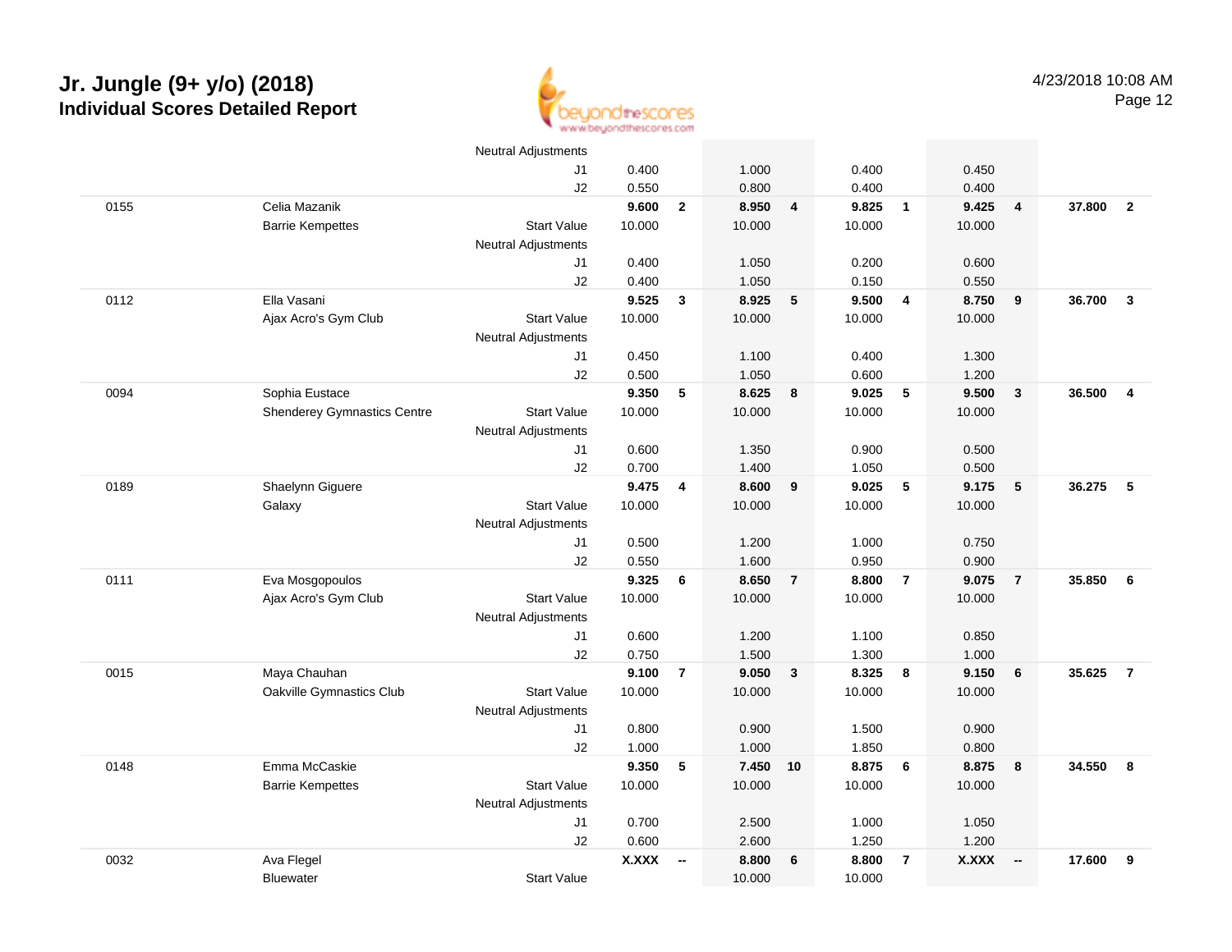# Jr. Jungle (9+ y/o) (2018)
## Individual Scores Detailed Report

4/23/2018 10:08 AM

| # | Name / Club | | Vault | Rk | Bars | Rk | Beam | Rk | Floor | Rk | AA | Rk |
|---|---|---|---|---|---|---|---|---|---|---|---|---|
| | | Neutral Adjustments | | | | | | | | | | |
| | | J1 | 0.400 | | 1.000 | | 0.400 | | 0.450 | | | |
| | | J2 | 0.550 | | 0.800 | | 0.400 | | 0.400 | | | |
| 0155 | Celia Mazanik | | **9.600** | **2** | **8.950** | **4** | **9.825** | **1** | **9.425** | **4** | **37.800** | **2** |
| | Barrie Kempettes | Start Value | 10.000 | | 10.000 | | 10.000 | | 10.000 | | | |
| | | Neutral Adjustments | | | | | | | | | | |
| | | J1 | 0.400 | | 1.050 | | 0.200 | | 0.600 | | | |
| | | J2 | 0.400 | | 1.050 | | 0.150 | | 0.550 | | | |
| 0112 | Ella Vasani | | **9.525** | **3** | **8.925** | **5** | **9.500** | **4** | **8.750** | **9** | **36.700** | **3** |
| | Ajax Acro's Gym Club | Start Value | 10.000 | | 10.000 | | 10.000 | | 10.000 | | | |
| | | Neutral Adjustments | | | | | | | | | | |
| | | J1 | 0.450 | | 1.100 | | 0.400 | | 1.300 | | | |
| | | J2 | 0.500 | | 1.050 | | 0.600 | | 1.200 | | | |
| 0094 | Sophia Eustace | | **9.350** | **5** | **8.625** | **8** | **9.025** | **5** | **9.500** | **3** | **36.500** | **4** |
| | Shenderey Gymnastics Centre | Start Value | 10.000 | | 10.000 | | 10.000 | | 10.000 | | | |
| | | Neutral Adjustments | | | | | | | | | | |
| | | J1 | 0.600 | | 1.350 | | 0.900 | | 0.500 | | | |
| | | J2 | 0.700 | | 1.400 | | 1.050 | | 0.500 | | | |
| 0189 | Shaelynn Giguere | | **9.475** | **4** | **8.600** | **9** | **9.025** | **5** | **9.175** | **5** | **36.275** | **5** |
| | Galaxy | Start Value | 10.000 | | 10.000 | | 10.000 | | 10.000 | | | |
| | | Neutral Adjustments | | | | | | | | | | |
| | | J1 | 0.500 | | 1.200 | | 1.000 | | 0.750 | | | |
| | | J2 | 0.550 | | 1.600 | | 0.950 | | 0.900 | | | |
| 0111 | Eva Mosgopoulos | | **9.325** | **6** | **8.650** | **7** | **8.800** | **7** | **9.075** | **7** | **35.850** | **6** |
| | Ajax Acro's Gym Club | Start Value | 10.000 | | 10.000 | | 10.000 | | 10.000 | | | |
| | | Neutral Adjustments | | | | | | | | | | |
| | | J1 | 0.600 | | 1.200 | | 1.100 | | 0.850 | | | |
| | | J2 | 0.750 | | 1.500 | | 1.300 | | 1.000 | | | |
| 0015 | Maya Chauhan | | **9.100** | **7** | **9.050** | **3** | **8.325** | **8** | **9.150** | **6** | **35.625** | **7** |
| | Oakville Gymnastics Club | Start Value | 10.000 | | 10.000 | | 10.000 | | 10.000 | | | |
| | | Neutral Adjustments | | | | | | | | | | |
| | | J1 | 0.800 | | 0.900 | | 1.500 | | 0.900 | | | |
| | | J2 | 1.000 | | 1.000 | | 1.850 | | 0.800 | | | |
| 0148 | Emma McCaskie | | **9.350** | **5** | **7.450** | **10** | **8.875** | **6** | **8.875** | **8** | **34.550** | **8** |
| | Barrie Kempettes | Start Value | 10.000 | | 10.000 | | 10.000 | | 10.000 | | | |
| | | Neutral Adjustments | | | | | | | | | | |
| | | J1 | 0.700 | | 2.500 | | 1.000 | | 1.050 | | | |
| | | J2 | 0.600 | | 2.600 | | 1.250 | | 1.200 | | | |
| 0032 | Ava Flegel | | **X.XXX** | **--** | **8.800** | **6** | **8.800** | **7** | **X.XXX** | **--** | **17.600** | **9** |
| | Bluewater | Start Value | | | 10.000 | | 10.000 | | | | | |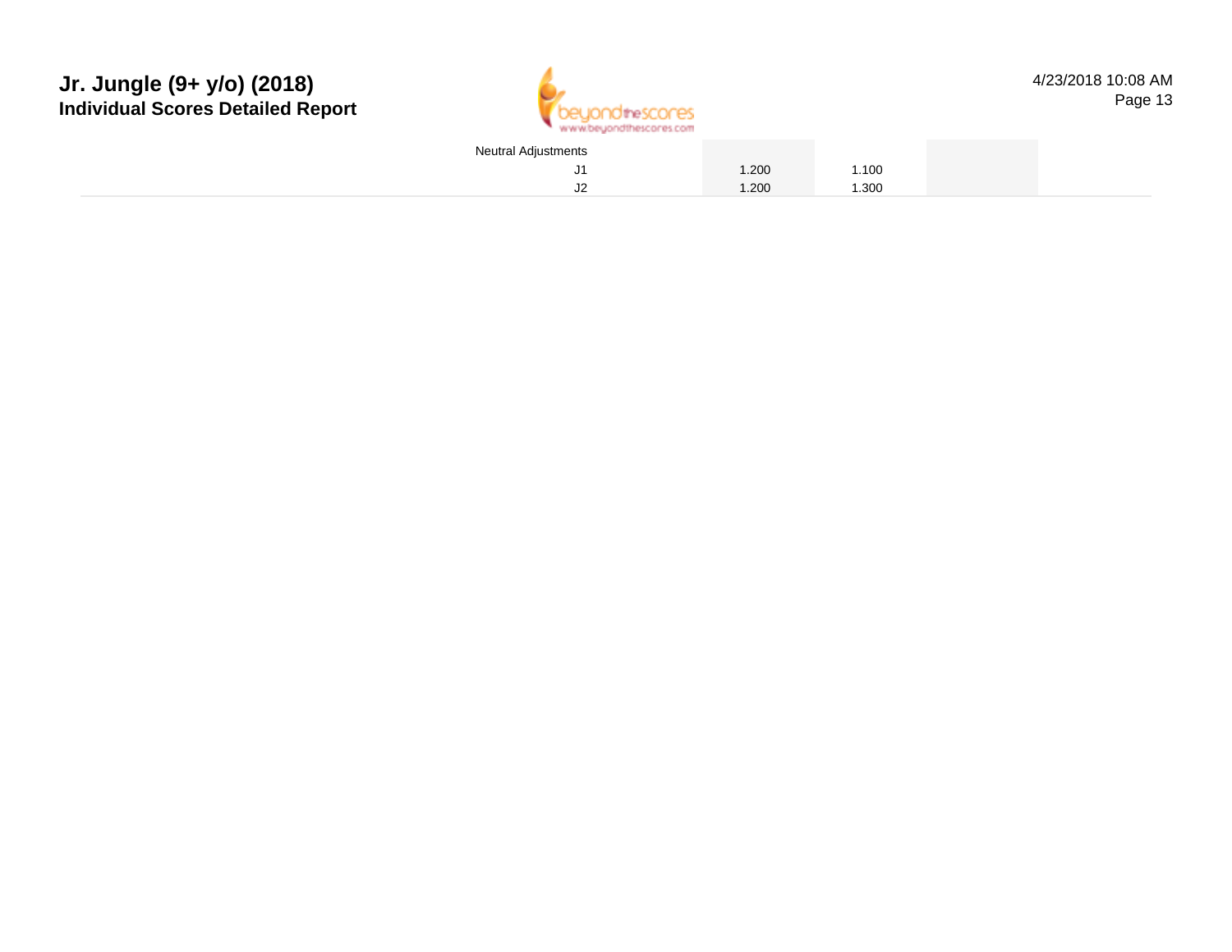# Jr. Jungle (9+ y/o) (2018)

## Individual Scores Detailed Report

4/23/2018 10:08 AM

| | | | |
|---|---|---|---|
| Neutral Adjustments | | | |
| J1 | 1.200 | 1.100 | |
| J2 | 1.200 | 1.300 | |